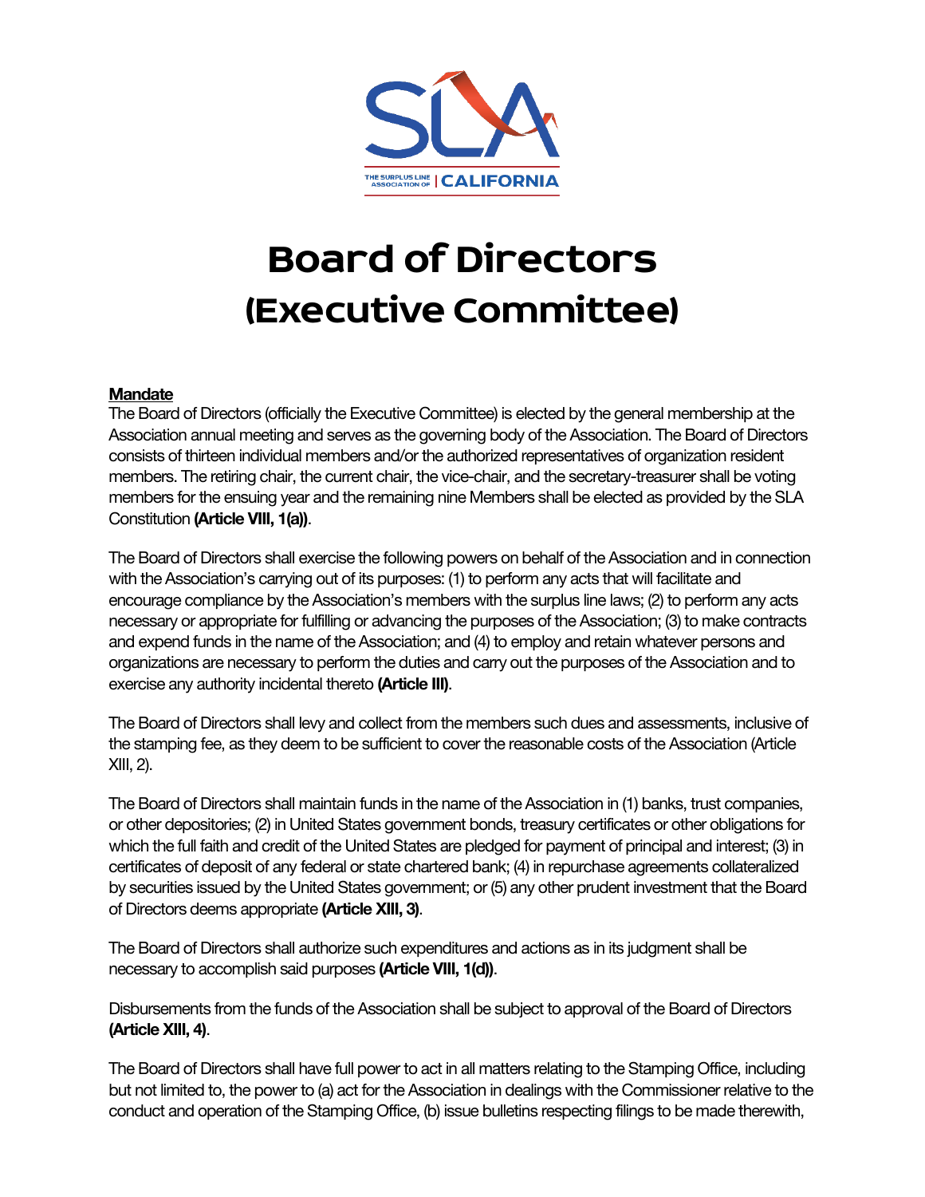# Board of Directors
# (Executive Committee)

**Mandate**

The Board of Directors (officially the Executive Committee) is elected by the general membership at the Association annual meeting and serves as the governing body of the Association. The Board of Directors consists of thirteen individual members and/or the authorized representatives of organization resident members. The retiring chair, the current chair, the vice-chair, and the secretary-treasurer shall be voting members for the ensuing year and the remaining nine Members shall be elected as provided by the SLA Constitution **(Article VIII, 1(a))**.

The Board of Directors shall exercise the following powers on behalf of the Association and in connection with the Association's carrying out of its purposes: (1) to perform any acts that will facilitate and encourage compliance by the Association's members with the surplus line laws; (2) to perform any acts necessary or appropriate for fulfilling or advancing the purposes of the Association; (3) to make contracts and expend funds in the name of the Association; and (4) to employ and retain whatever persons and organizations are necessary to perform the duties and carry out the purposes of the Association and to exercise any authority incidental thereto **(Article III)**.

The Board of Directors shall levy and collect from the members such dues and assessments, inclusive of the stamping fee, as they deem to be sufficient to cover the reasonable costs of the Association (Article XIII, 2).

The Board of Directors shall maintain funds in the name of the Association in (1) banks, trust companies, or other depositories; (2) in United States government bonds, treasury certificates or other obligations for which the full faith and credit of the United States are pledged for payment of principal and interest; (3) in certificates of deposit of any federal or state chartered bank; (4) in repurchase agreements collateralized by securities issued by the United States government; or (5) any other prudent investment that the Board of Directors deems appropriate **(Article XIII, 3)**.

The Board of Directors shall authorize such expenditures and actions as in its judgment shall be necessary to accomplish said purposes **(Article VIII, 1(d))**.

Disbursements from the funds of the Association shall be subject to approval of the Board of Directors **(Article XIII, 4)**.

The Board of Directors shall have full power to act in all matters relating to the Stamping Office, including but not limited to, the power to (a) act for the Association in dealings with the Commissioner relative to the conduct and operation of the Stamping Office, (b) issue bulletins respecting filings to be made therewith,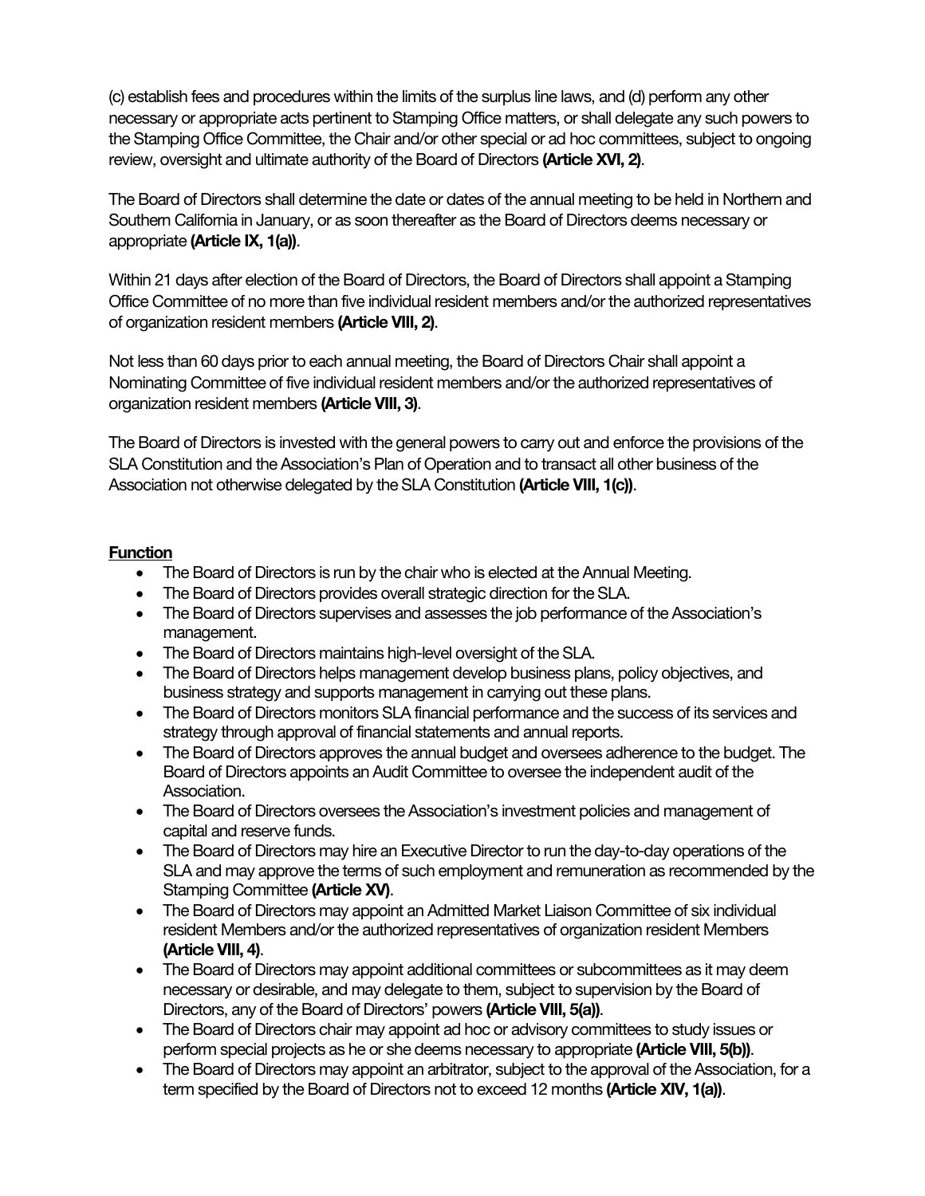(c) establish fees and procedures within the limits of the surplus line laws, and (d) perform any other necessary or appropriate acts pertinent to Stamping Office matters, or shall delegate any such powers to the Stamping Office Committee, the Chair and/or other special or ad hoc committees, subject to ongoing review, oversight and ultimate authority of the Board of Directors **(Article XVI, 2)**.

The Board of Directors shall determine the date or dates of the annual meeting to be held in Northern and Southern California in January, or as soon thereafter as the Board of Directors deems necessary or appropriate **(Article IX, 1(a))**.

Within 21 days after election of the Board of Directors, the Board of Directors shall appoint a Stamping Office Committee of no more than five individual resident members and/or the authorized representatives of organization resident members **(Article VIII, 2)**.

Not less than 60 days prior to each annual meeting, the Board of Directors Chair shall appoint a Nominating Committee of five individual resident members and/or the authorized representatives of organization resident members **(Article VIII, 3)**.

The Board of Directors is invested with the general powers to carry out and enforce the provisions of the SLA Constitution and the Association's Plan of Operation and to transact all other business of the Association not otherwise delegated by the SLA Constitution **(Article VIII, 1(c))**.

**<u>Function</u>**

- The Board of Directors is run by the chair who is elected at the Annual Meeting.
- The Board of Directors provides overall strategic direction for the SLA.
- The Board of Directors supervises and assesses the job performance of the Association's management.
- The Board of Directors maintains high-level oversight of the SLA.
- The Board of Directors helps management develop business plans, policy objectives, and business strategy and supports management in carrying out these plans.
- The Board of Directors monitors SLA financial performance and the success of its services and strategy through approval of financial statements and annual reports.
- The Board of Directors approves the annual budget and oversees adherence to the budget. The Board of Directors appoints an Audit Committee to oversee the independent audit of the Association.
- The Board of Directors oversees the Association's investment policies and management of capital and reserve funds.
- The Board of Directors may hire an Executive Director to run the day-to-day operations of the SLA and may approve the terms of such employment and remuneration as recommended by the Stamping Committee **(Article XV)**.
- The Board of Directors may appoint an Admitted Market Liaison Committee of six individual resident Members and/or the authorized representatives of organization resident Members **(Article VIII, 4)**.
- The Board of Directors may appoint additional committees or subcommittees as it may deem necessary or desirable, and may delegate to them, subject to supervision by the Board of Directors, any of the Board of Directors' powers **(Article VIII, 5(a))**.
- The Board of Directors chair may appoint ad hoc or advisory committees to study issues or perform special projects as he or she deems necessary to appropriate **(Article VIII, 5(b))**.
- The Board of Directors may appoint an arbitrator, subject to the approval of the Association, for a term specified by the Board of Directors not to exceed 12 months **(Article XIV, 1(a))**.